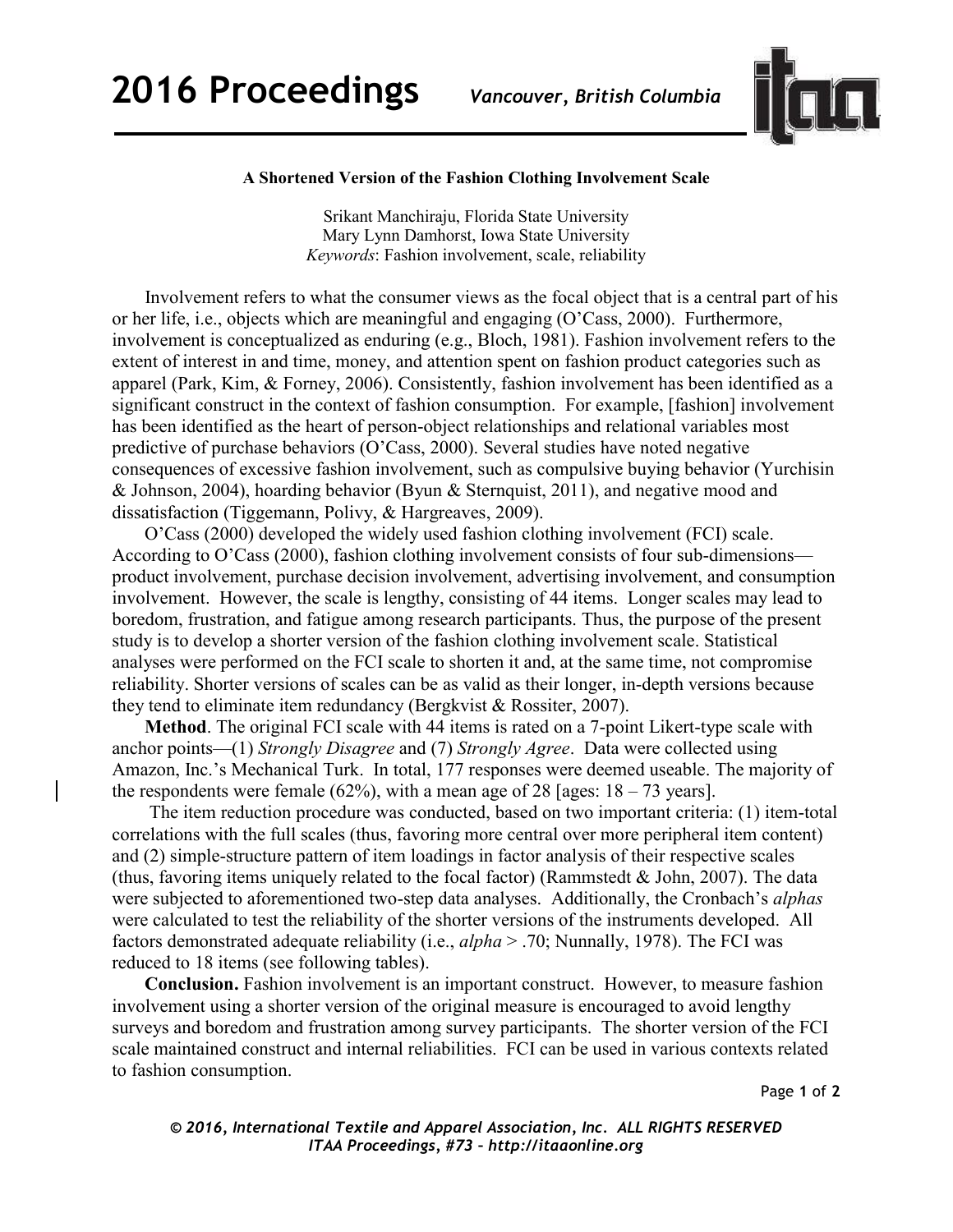# A Shortened Version of the Fashion Clothing Involvement Scale

Srikant Manchiraju, Florida State University
Mary Lynn Damhorst, Iowa State University
*Keywords*: Fashion involvement, scale, reliability

Involvement refers to what the consumer views as the focal object that is a central part of his or her life, i.e., objects which are meaningful and engaging (O'Cass, 2000). Furthermore, involvement is conceptualized as enduring (e.g., Bloch, 1981). Fashion involvement refers to the extent of interest in and time, money, and attention spent on fashion product categories such as apparel (Park, Kim, & Forney, 2006). Consistently, fashion involvement has been identified as a significant construct in the context of fashion consumption. For example, [fashion] involvement has been identified as the heart of person-object relationships and relational variables most predictive of purchase behaviors (O'Cass, 2000). Several studies have noted negative consequences of excessive fashion involvement, such as compulsive buying behavior (Yurchisin & Johnson, 2004), hoarding behavior (Byun & Sternquist, 2011), and negative mood and dissatisfaction (Tiggemann, Polivy, & Hargreaves, 2009).

O'Cass (2000) developed the widely used fashion clothing involvement (FCI) scale. According to O'Cass (2000), fashion clothing involvement consists of four sub-dimensions—product involvement, purchase decision involvement, advertising involvement, and consumption involvement. However, the scale is lengthy, consisting of 44 items. Longer scales may lead to boredom, frustration, and fatigue among research participants. Thus, the purpose of the present study is to develop a shorter version of the fashion clothing involvement scale. Statistical analyses were performed on the FCI scale to shorten it and, at the same time, not compromise reliability. Shorter versions of scales can be as valid as their longer, in-depth versions because they tend to eliminate item redundancy (Bergkvist & Rossiter, 2007).

**Method**. The original FCI scale with 44 items is rated on a 7-point Likert-type scale with anchor points—(1) *Strongly Disagree* and (7) *Strongly Agree*. Data were collected using Amazon, Inc.'s Mechanical Turk. In total, 177 responses were deemed useable. The majority of the respondents were female (62%), with a mean age of 28 [ages: 18 – 73 years].

The item reduction procedure was conducted, based on two important criteria: (1) item-total correlations with the full scales (thus, favoring more central over more peripheral item content) and (2) simple-structure pattern of item loadings in factor analysis of their respective scales (thus, favoring items uniquely related to the focal factor) (Rammstedt & John, 2007). The data were subjected to aforementioned two-step data analyses. Additionally, the Cronbach's *alphas* were calculated to test the reliability of the shorter versions of the instruments developed. All factors demonstrated adequate reliability (i.e., *alpha* > .70; Nunnally, 1978). The FCI was reduced to 18 items (see following tables).

**Conclusion.** Fashion involvement is an important construct. However, to measure fashion involvement using a shorter version of the original measure is encouraged to avoid lengthy surveys and boredom and frustration among survey participants. The shorter version of the FCI scale maintained construct and internal reliabilities. FCI can be used in various contexts related to fashion consumption.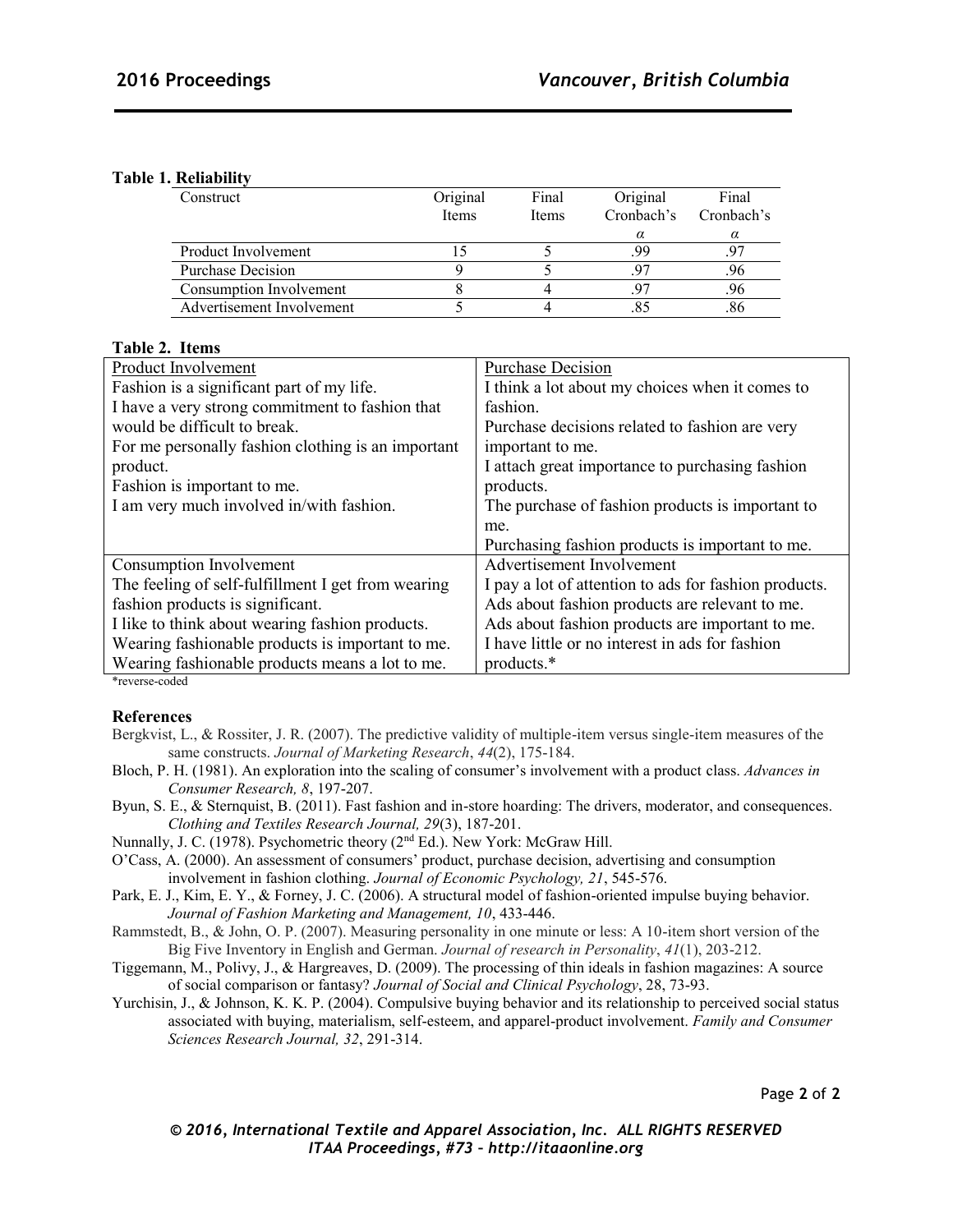**Table 1. Reliability**

| Construct | Original Items | Final Items | Original Cronbach's α | Final Cronbach's α |
|---|---|---|---|---|
| Product Involvement | 15 | 5 | .99 | .97 |
| Purchase Decision | 9 | 5 | .97 | .96 |
| Consumption Involvement | 8 | 4 | .97 | .96 |
| Advertisement Involvement | 5 | 4 | .85 | .86 |

**Table 2. Items**

| Product Involvement | Purchase Decision |
|---|---|
| Fashion is a significant part of my life.<br>I have a very strong commitment to fashion that would be difficult to break.<br>For me personally fashion clothing is an important product.<br>Fashion is important to me.<br>I am very much involved in/with fashion. | I think a lot about my choices when it comes to fashion.<br>Purchase decisions related to fashion are very important to me.<br>I attach great importance to purchasing fashion products.<br>The purchase of fashion products is important to me.<br>Purchasing fashion products is important to me. |
| **Consumption Involvement** | **Advertisement Involvement** |
| The feeling of self-fulfillment I get from wearing fashion products is significant.<br>I like to think about wearing fashion products.<br>Wearing fashionable products is important to me.<br>Wearing fashionable products means a lot to me. | I pay a lot of attention to ads for fashion products.<br>Ads about fashion products are relevant to me.<br>Ads about fashion products are important to me.<br>I have little or no interest in ads for fashion products.* |

*reverse-coded

## References

Bergkvist, L., & Rossiter, J. R. (2007). The predictive validity of multiple-item versus single-item measures of the same constructs. *Journal of Marketing Research*, *44*(2), 175-184.

Bloch, P. H. (1981). An exploration into the scaling of consumer's involvement with a product class. *Advances in Consumer Research, 8*, 197-207.

Byun, S. E., & Sternquist, B. (2011). Fast fashion and in-store hoarding: The drivers, moderator, and consequences. *Clothing and Textiles Research Journal, 29*(3), 187-201.

Nunnally, J. C. (1978). Psychometric theory (2nd Ed.). New York: McGraw Hill.

O'Cass, A. (2000). An assessment of consumers' product, purchase decision, advertising and consumption involvement in fashion clothing. *Journal of Economic Psychology, 21*, 545-576.

Park, E. J., Kim, E. Y., & Forney, J. C. (2006). A structural model of fashion-oriented impulse buying behavior. *Journal of Fashion Marketing and Management, 10*, 433-446.

Rammstedt, B., & John, O. P. (2007). Measuring personality in one minute or less: A 10-item short version of the Big Five Inventory in English and German. *Journal of research in Personality*, *41*(1), 203-212.

Tiggemann, M., Polivy, J., & Hargreaves, D. (2009). The processing of thin ideals in fashion magazines: A source of social comparison or fantasy? *Journal of Social and Clinical Psychology*, 28, 73-93.

Yurchisin, J., & Johnson, K. K. P. (2004). Compulsive buying behavior and its relationship to perceived social status associated with buying, materialism, self-esteem, and apparel-product involvement. *Family and Consumer Sciences Research Journal, 32*, 291-314.